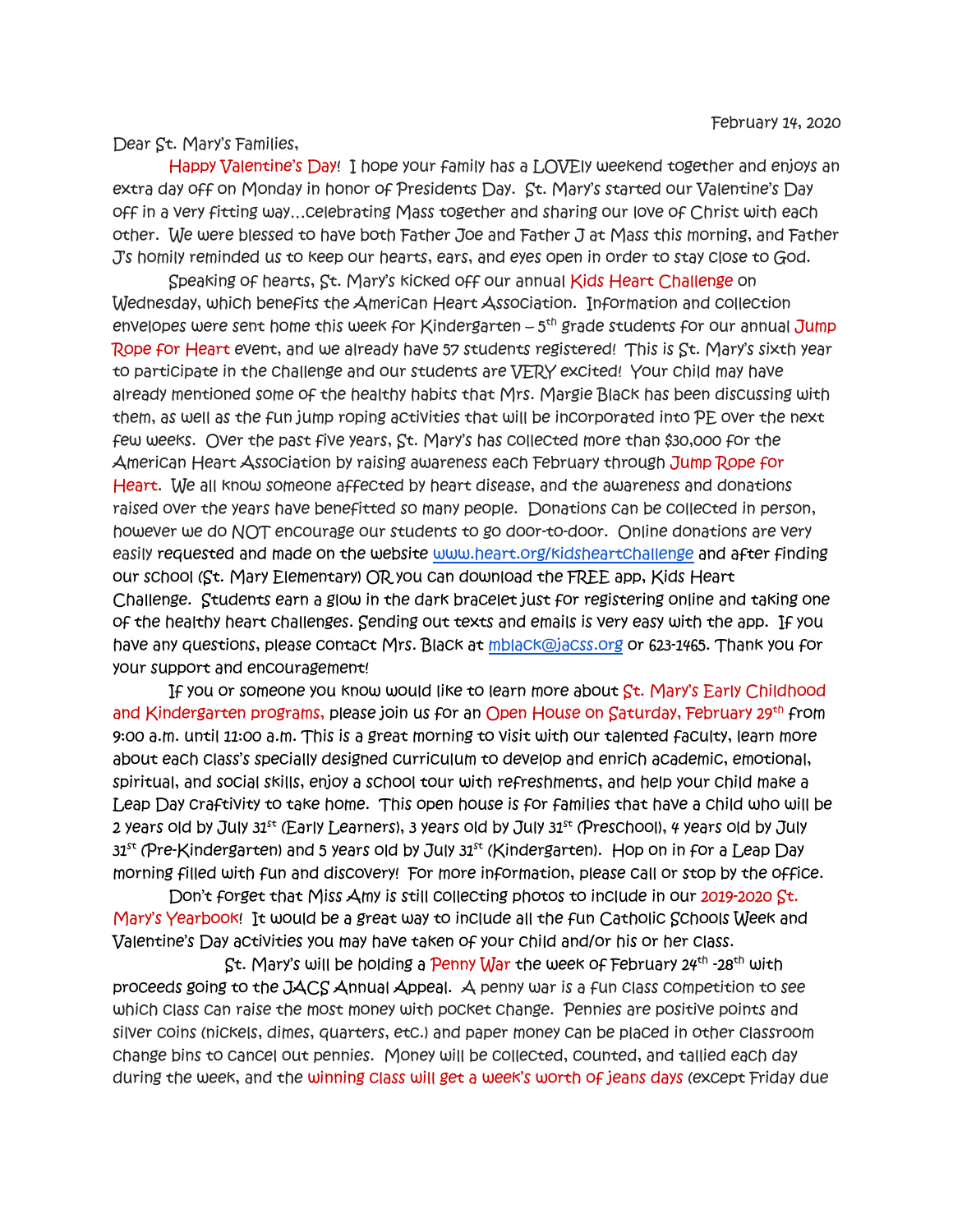February 14, 2020

Dear St. Mary's Families,

Happy Valentine's Day! I hope your family has a LOVEly weekend together and enjoys an extra day off on Monday in honor of Presidents Day. St. Mary's started our Valentine's Day off in a very fitting way…celebrating Mass together and sharing our love of Christ with each other. We were blessed to have both Father Joe and Father J at Mass this morning, and Father J's homily reminded us to keep our hearts, ears, and eyes open in order to stay close to God.

Speaking of hearts, St. Mary's kicked off our annual Kids Heart Challenge on Wednesday, which benefits the American Heart Association. Information and collection envelopes were sent home this week for Kindergarten – 5th grade students for our annual Jump Rope for Heart event, and we already have 57 students registered! This is St. Mary's sixth year to participate in the challenge and our students are VERY excited! Your child may have already mentioned some of the healthy habits that Mrs. Margie Black has been discussing with them, as well as the fun jump roping activities that will be incorporated into PE over the next few weeks. Over the past five years, St. Mary's has collected more than $30,000 for the American Heart Association by raising awareness each February through Jump Rope for Heart. We all know someone affected by heart disease, and the awareness and donations raised over the years have benefitted so many people. Donations can be collected in person, however we do NOT encourage our students to go door-to-door. Online donations are very easily requested and made on the website www.heart.org/kidsheartchallenge and after finding our school (St. Mary Elementary) OR you can download the FREE app, Kids Heart Challenge. Students earn a glow in the dark bracelet just for registering online and taking one of the healthy heart challenges. Sending out texts and emails is very easy with the app. If you have any questions, please contact Mrs. Black at mblack@jacss.org or 623-1465. Thank you for your support and encouragement!

If you or someone you know would like to learn more about St. Mary's Early Childhood and Kindergarten programs, please join us for an Open House on Saturday, February 29th from 9:00 a.m. until 11:00 a.m. This is a great morning to visit with our talented faculty, learn more about each class's specially designed curriculum to develop and enrich academic, emotional, spiritual, and social skills, enjoy a school tour with refreshments, and help your child make a Leap Day craftivity to take home. This open house is for families that have a child who will be 2 years old by July 31st (Early Learners), 3 years old by July 31st (Preschool), 4 years old by July 31st (Pre-Kindergarten) and 5 years old by July 31st (Kindergarten). Hop on in for a Leap Day morning filled with fun and discovery! For more information, please call or stop by the office.

Don't forget that Miss Amy is still collecting photos to include in our 2019-2020 St. Mary's Yearbook! It would be a great way to include all the fun Catholic Schools Week and Valentine's Day activities you may have taken of your child and/or his or her class.

St. Mary's will be holding a Penny War the week of February 24th -28th with proceeds going to the JACS Annual Appeal. A penny war is a fun class competition to see which class can raise the most money with pocket change. Pennies are positive points and silver coins (nickels, dimes, quarters, etc.) and paper money can be placed in other classroom change bins to cancel out pennies. Money will be collected, counted, and tallied each day during the week, and the winning class will get a week's worth of jeans days (except Friday due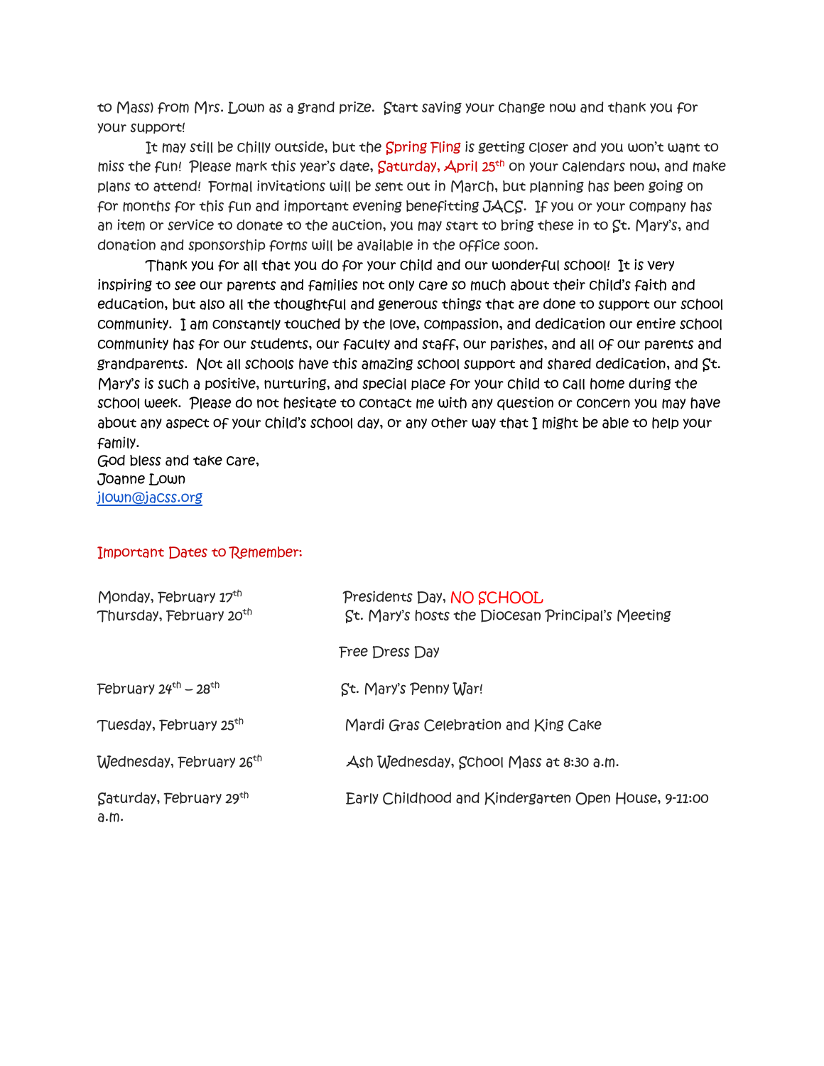to Mass) from Mrs. Lown as a grand prize. Start saving your change now and thank you for your support!

It may still be chilly outside, but the Spring Fling is getting closer and you won't want to miss the fun! Please mark this year's date, Saturday, April 25th on your calendars now, and make plans to attend! Formal invitations will be sent out in March, but planning has been going on for months for this fun and important evening benefitting JACS. If you or your company has an item or service to donate to the auction, you may start to bring these in to St. Mary's, and donation and sponsorship forms will be available in the office soon.

Thank you for all that you do for your child and our wonderful school! It is very inspiring to see our parents and families not only care so much about their child's faith and education, but also all the thoughtful and generous things that are done to support our school community. I am constantly touched by the love, compassion, and dedication our entire school community has for our students, our faculty and staff, our parishes, and all of our parents and grandparents. Not all schools have this amazing school support and shared dedication, and St. Mary's is such a positive, nurturing, and special place for your child to call home during the school week. Please do not hesitate to contact me with any question or concern you may have about any aspect of your child's school day, or any other way that I might be able to help your family.

God bless and take care,
Joanne Lown
jlown@jacss.org

## Important Dates to Remember:

| | |
|---|---|
| Monday, February 17th | Presidents Day, NO SCHOOL |
| Thursday, February 20th | St. Mary's hosts the Diocesan Principal's Meeting |
| | Free Dress Day |
| February 24th – 28th | St. Mary's Penny War! |
| Tuesday, February 25th | Mardi Gras Celebration and King Cake |
| Wednesday, February 26th | Ash Wednesday, School Mass at 8:30 a.m. |
| Saturday, February 29th | Early Childhood and Kindergarten Open House, 9-11:00 a.m. |